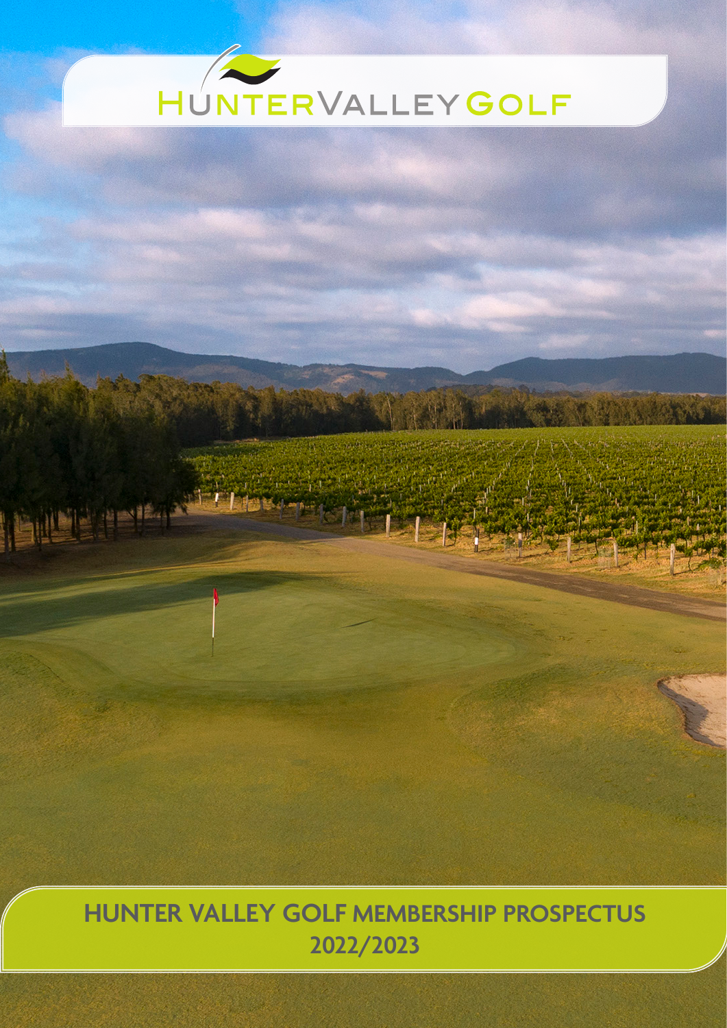HUNTER VALLEY GOLF

# HUNTER VALLEY GOLF MEMBERSHIP PROSPECTUS 2022/2023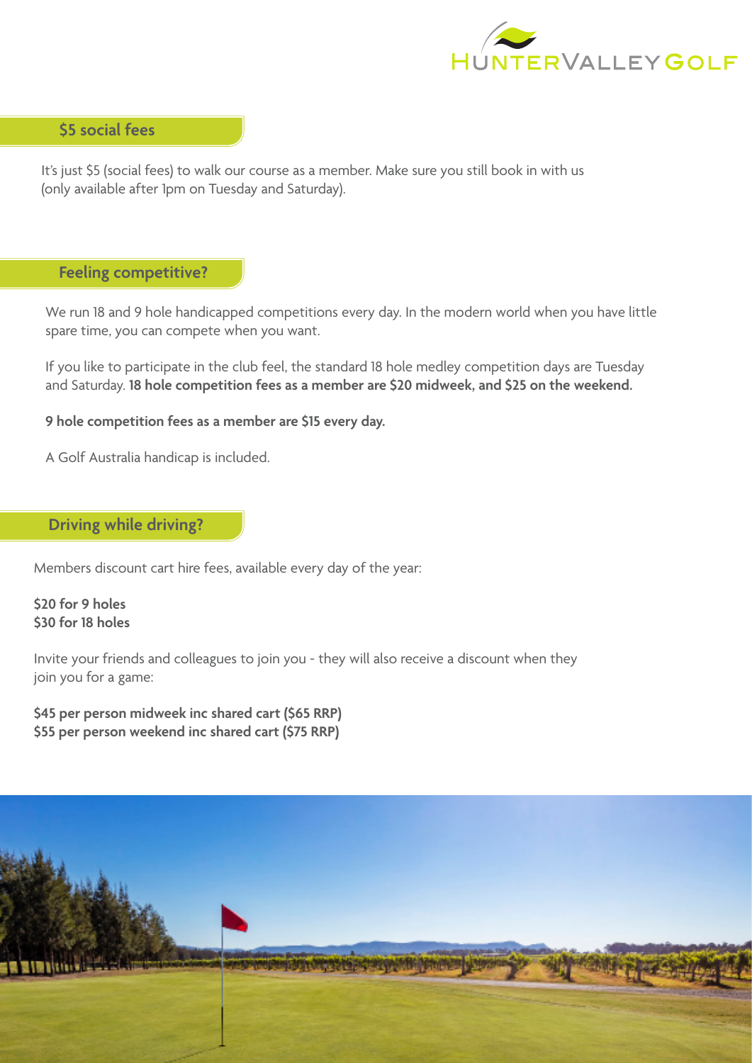## $5 social fees

It's just $5 (social fees) to walk our course as a member. Make sure you still book in with us (only available after 1pm on Tuesday and Saturday).

## Feeling competitive?

We run 18 and 9 hole handicapped competitions every day. In the modern world when you have little spare time, you can compete when you want.

If you like to participate in the club feel, the standard 18 hole medley competition days are Tuesday and Saturday. **18 hole competition fees as a member are $20 midweek, and $25 on the weekend.**

**9 hole competition fees as a member are $15 every day.**

A Golf Australia handicap is included.

## Driving while driving?

Members discount cart hire fees, available every day of the year:

**$20 for 9 holes**
**$30 for 18 holes**

Invite your friends and colleagues to join you - they will also receive a discount when they join you for a game:

**$45 per person midweek inc shared cart ($65 RRP)**
**$55 per person weekend inc shared cart ($75 RRP)**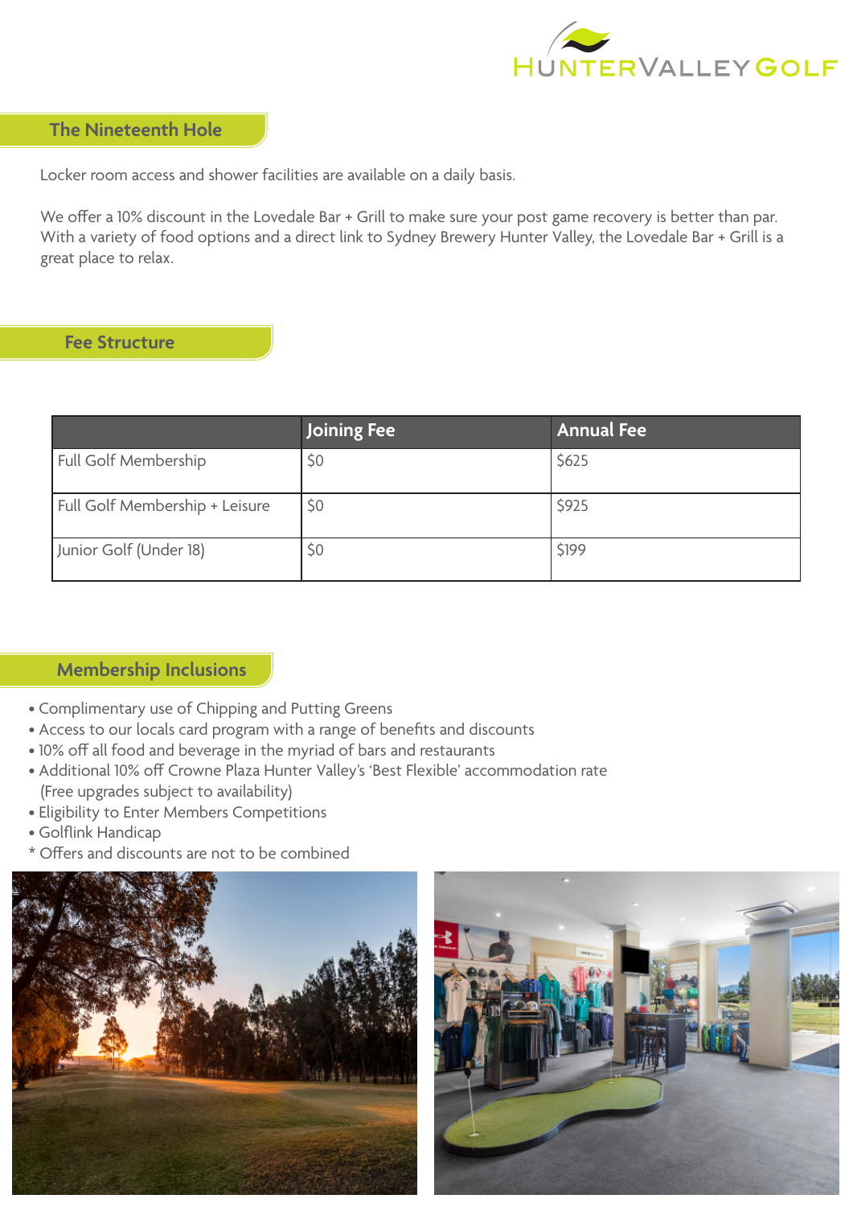## The Nineteenth Hole

Locker room access and shower facilities are available on a daily basis.

We offer a 10% discount in the Lovedale Bar + Grill to make sure your post game recovery is better than par. With a variety of food options and a direct link to Sydney Brewery Hunter Valley, the Lovedale Bar + Grill is a great place to relax.

## Fee Structure

| | Joining Fee | Annual Fee |
|---|---|---|
| Full Golf Membership | $0 | $625 |
| Full Golf Membership + Leisure | $0 | $925 |
| Junior Golf (Under 18) | $0 | $199 |

## Membership Inclusions

- Complimentary use of Chipping and Putting Greens
- Access to our locals card program with a range of benefits and discounts
- 10% off all food and beverage in the myriad of bars and restaurants
- Additional 10% off Crowne Plaza Hunter Valley's 'Best Flexible' accommodation rate (Free upgrades subject to availability)
- Eligibility to Enter Members Competitions
- Golflink Handicap

\* Offers and discounts are not to be combined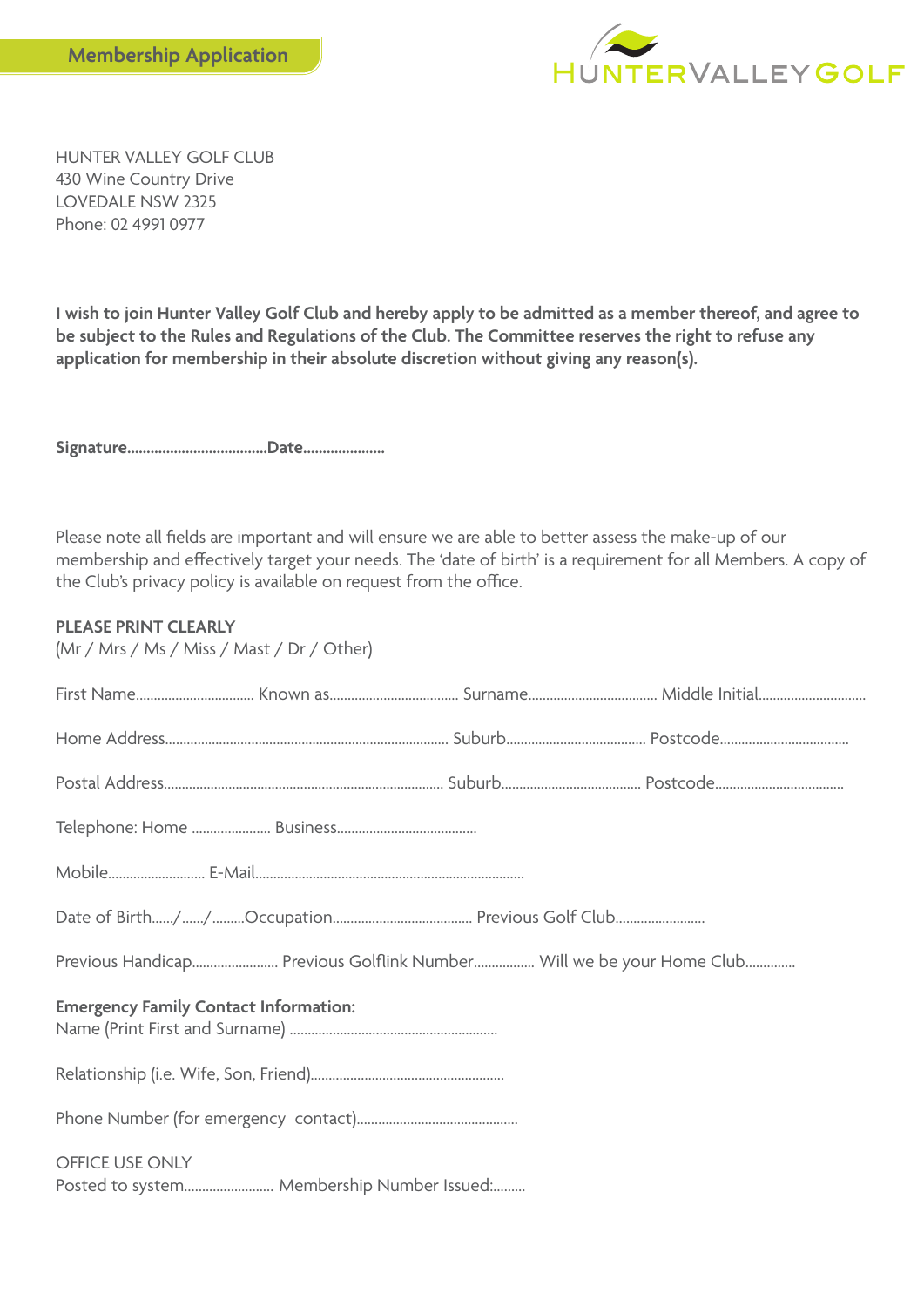## Membership Application

HUNTER VALLEY GOLF

HUNTER VALLEY GOLF CLUB
430 Wine Country Drive
LOVEDALE NSW 2325
Phone: 02 4991 0977

**I wish to join Hunter Valley Golf Club and hereby apply to be admitted as a member thereof, and agree to be subject to the Rules and Regulations of the Club. The Committee reserves the right to refuse any application for membership in their absolute discretion without giving any reason(s).**

**Signature....................................Date.....................**

Please note all fields are important and will ensure we are able to better assess the make-up of our membership and effectively target your needs. The 'date of birth' is a requirement for all Members. A copy of the Club's privacy policy is available on request from the office.

**PLEASE PRINT CLEARLY**
(Mr / Mrs / Ms / Miss / Mast / Dr / Other)

First Name................................. Known as.................................... Surname.................................... Middle Initial..............................

Home Address.............................................................................. Suburb....................................... Postcode....................................

Postal Address.............................................................................. Suburb....................................... Postcode....................................

Telephone: Home ...................... Business.......................................

Mobile........................... E-Mail...........................................................................

Date of Birth....../....../.........Occupation....................................... Previous Golf Club.........................

Previous Handicap........................ Previous Golflink Number................. Will we be your Home Club.............

**Emergency Family Contact Information:**
Name (Print First and Surname) ..........................................................

Relationship (i.e. Wife, Son, Friend)......................................................

Phone Number (for emergency contact).............................................

OFFICE USE ONLY
Posted to system......................... Membership Number Issued:.........